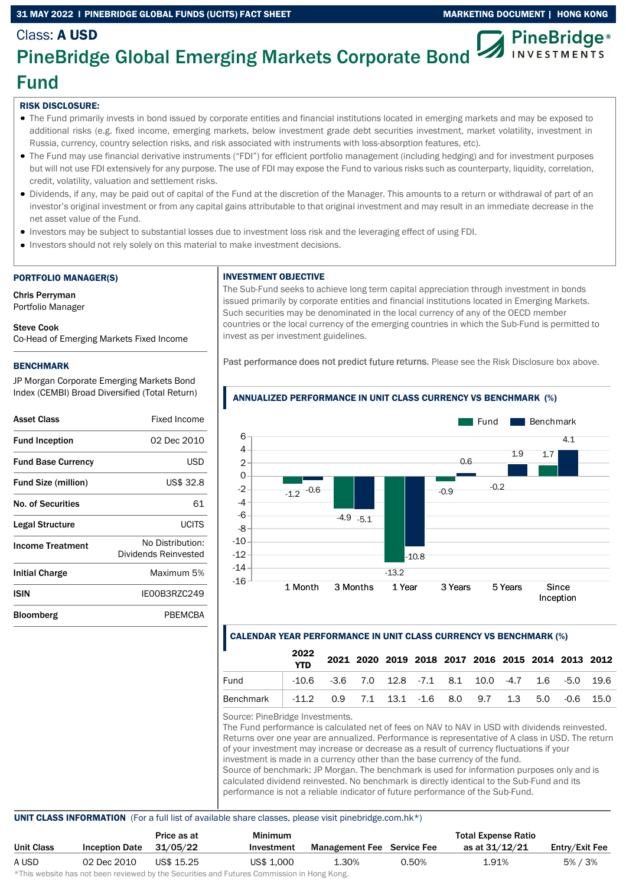Class: **A USD**

# PineBridge Global Emerging Markets Corporate Bond Fund

**RISK DISCLOSURE:**

- The Fund primarily invests in bond issued by corporate entities and financial institutions located in emerging markets and may be exposed to additional risks (e.g. fixed income, emerging markets, below investment grade debt securities investment, market volatility, investment in Russia, currency, country selection risks, and risk associated with instruments with loss-absorption features, etc).
- The Fund may use financial derivative instruments ("FDI") for efficient portfolio management (including hedging) and for investment purposes but will not use FDI extensively for any purpose. The use of FDI may expose the Fund to various risks such as counterparty, liquidity, correlation, credit, volatility, valuation and settlement risks.
- Dividends, if any, may be paid out of capital of the Fund at the discretion of the Manager. This amounts to a return or withdrawal of part of an investor's original investment or from any capital gains attributable to that original investment and may result in an immediate decrease in the net asset value of the Fund.
- Investors may be subject to substantial losses due to investment loss risk and the leveraging effect of using FDI.
- Investors should not rely solely on this material to make investment decisions.

## PORTFOLIO MANAGER(S)

**Chris Perryman**
Portfolio Manager

**Steve Cook**
Co-Head of Emerging Markets Fixed Income

## BENCHMARK

JP Morgan Corporate Emerging Markets Bond Index (CEMBI) Broad Diversified (Total Return)

| | |
|---|---|
| **Asset Class** | Fixed Income |
| **Fund Inception** | 02 Dec 2010 |
| **Fund Base Currency** | USD |
| **Fund Size (million)** | US$ 32.8 |
| **No. of Securities** | 61 |
| **Legal Structure** | UCITS |
| **Income Treatment** | No Distribution: Dividends Reinvested |
| **Initial Charge** | Maximum 5% |
| **ISIN** | IE00B3RZC249 |
| **Bloomberg** | PBEMCBA |

## INVESTMENT OBJECTIVE

The Sub-Fund seeks to achieve long term capital appreciation through investment in bonds issued primarily by corporate entities and financial institutions located in Emerging Markets. Such securities may be denominated in the local currency of any of the OECD member countries or the local currency of the emerging countries in which the Sub-Fund is permitted to invest as per investment guidelines.

Past performance does not predict future returns. Please see the Risk Disclosure box above.

## ANNUALIZED PERFORMANCE IN UNIT CLASS CURRENCY VS BENCHMARK (%)

| | 1 Month | 3 Months | 1 Year | 3 Years | 5 Years | Since Inception |
|---|---|---|---|---|---|---|
| Fund | -1.2 | -4.9 | -13.2 | -0.9 | -0.2 | 1.7 |
| Benchmark | -0.6 | -5.1 | -10.8 | 0.6 | 1.9 | 4.1 |

## CALENDAR YEAR PERFORMANCE IN UNIT CLASS CURRENCY VS BENCHMARK (%)

| | 2022 YTD | 2021 | 2020 | 2019 | 2018 | 2017 | 2016 | 2015 | 2014 | 2013 | 2012 |
|---|---|---|---|---|---|---|---|---|---|---|---|
| Fund | -10.6 | -3.6 | 7.0 | 12.8 | -7.1 | 8.1 | 10.0 | -4.7 | 1.6 | -5.0 | 19.6 |
| Benchmark | -11.2 | 0.9 | 7.1 | 13.1 | -1.6 | 8.0 | 9.7 | 1.3 | 5.0 | -0.6 | 15.0 |

Source: PineBridge Investments.
The Fund performance is calculated net of fees on NAV to NAV in USD with dividends reinvested. Returns over one year are annualized. Performance is representative of A class in USD. The return of your investment may increase or decrease as a result of currency fluctuations if your investment is made in a currency other than the base currency of the fund.
Source of benchmark: JP Morgan. The benchmark is used for information purposes only and is calculated dividend reinvested. No benchmark is directly identical to the Sub-Fund and its performance is not a reliable indicator of future performance of the Sub-Fund.

## UNIT CLASS INFORMATION (For a full list of available share classes, please visit pinebridge.com.hk*)

| Unit Class | Inception Date | Price as at 31/05/22 | Minimum Investment | Management Fee | Service Fee | Total Expense Ratio as at 31/12/21 | Entry/Exit Fee |
|---|---|---|---|---|---|---|---|
| A USD | 02 Dec 2010 | US$ 15.25 | US$ 1,000 | 1.30% | 0.50% | 1.91% | 5% / 3% |

*This website has not been reviewed by the Securities and Futures Commission in Hong Kong.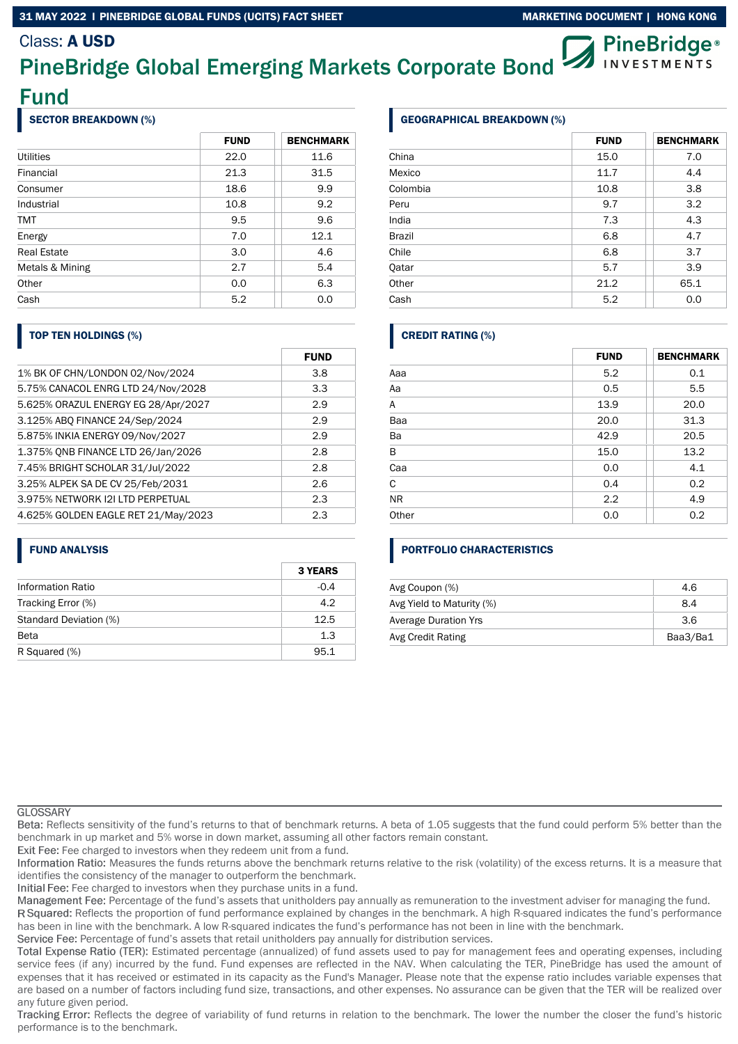Class: **A USD**

# PineBridge Global Emerging Markets Corporate Bond Fund

## SECTOR BREAKDOWN (%)

| | FUND | BENCHMARK |
|---|---|---|
| Utilities | 22.0 | 11.6 |
| Financial | 21.3 | 31.5 |
| Consumer | 18.6 | 9.9 |
| Industrial | 10.8 | 9.2 |
| TMT | 9.5 | 9.6 |
| Energy | 7.0 | 12.1 |
| Real Estate | 3.0 | 4.6 |
| Metals & Mining | 2.7 | 5.4 |
| Other | 0.0 | 6.3 |
| Cash | 5.2 | 0.0 |

## GEOGRAPHICAL BREAKDOWN (%)

| | FUND | BENCHMARK |
|---|---|---|
| China | 15.0 | 7.0 |
| Mexico | 11.7 | 4.4 |
| Colombia | 10.8 | 3.8 |
| Peru | 9.7 | 3.2 |
| India | 7.3 | 4.3 |
| Brazil | 6.8 | 4.7 |
| Chile | 6.8 | 3.7 |
| Qatar | 5.7 | 3.9 |
| Other | 21.2 | 65.1 |
| Cash | 5.2 | 0.0 |

## TOP TEN HOLDINGS (%)

| | FUND |
|---|---|
| 1% BK OF CHN/LONDON 02/Nov/2024 | 3.8 |
| 5.75% CANACOL ENRG LTD 24/Nov/2028 | 3.3 |
| 5.625% ORAZUL ENERGY EG 28/Apr/2027 | 2.9 |
| 3.125% ABQ FINANCE 24/Sep/2024 | 2.9 |
| 5.875% INKIA ENERGY 09/Nov/2027 | 2.9 |
| 1.375% QNB FINANCE LTD 26/Jan/2026 | 2.8 |
| 7.45% BRIGHT SCHOLAR 31/Jul/2022 | 2.8 |
| 3.25% ALPEK SA DE CV 25/Feb/2031 | 2.6 |
| 3.975% NETWORK I2I LTD PERPETUAL | 2.3 |
| 4.625% GOLDEN EAGLE RET 21/May/2023 | 2.3 |

## CREDIT RATING (%)

| | FUND | BENCHMARK |
|---|---|---|
| Aaa | 5.2 | 0.1 |
| Aa | 0.5 | 5.5 |
| A | 13.9 | 20.0 |
| Baa | 20.0 | 31.3 |
| Ba | 42.9 | 20.5 |
| B | 15.0 | 13.2 |
| Caa | 0.0 | 4.1 |
| C | 0.4 | 0.2 |
| NR | 2.2 | 4.9 |
| Other | 0.0 | 0.2 |

## FUND ANALYSIS

| | 3 YEARS |
|---|---|
| Information Ratio | -0.4 |
| Tracking Error (%) | 4.2 |
| Standard Deviation (%) | 12.5 |
| Beta | 1.3 |
| R Squared (%) | 95.1 |

## PORTFOLIO CHARACTERISTICS

| | |
|---|---|
| Avg Coupon (%) | 4.6 |
| Avg Yield to Maturity (%) | 8.4 |
| Average Duration Yrs | 3.6 |
| Avg Credit Rating | Baa3/Ba1 |

## GLOSSARY

Beta: Reflects sensitivity of the fund's returns to that of benchmark returns. A beta of 1.05 suggests that the fund could perform 5% better than the benchmark in up market and 5% worse in down market, assuming all other factors remain constant.

Exit Fee: Fee charged to investors when they redeem unit from a fund.

Information Ratio: Measures the funds returns above the benchmark returns relative to the risk (volatility) of the excess returns. It is a measure that identifies the consistency of the manager to outperform the benchmark.

Initial Fee: Fee charged to investors when they purchase units in a fund.

Management Fee: Percentage of the fund's assets that unitholders pay annually as remuneration to the investment adviser for managing the fund.

R Squared: Reflects the proportion of fund performance explained by changes in the benchmark. A high R-squared indicates the fund's performance has been in line with the benchmark. A low R-squared indicates the fund's performance has not been in line with the benchmark.

Service Fee: Percentage of fund's assets that retail unitholders pay annually for distribution services.

Total Expense Ratio (TER): Estimated percentage (annualized) of fund assets used to pay for management fees and operating expenses, including service fees (if any) incurred by the fund. Fund expenses are reflected in the NAV. When calculating the TER, PineBridge has used the amount of expenses that it has received or estimated in its capacity as the Fund's Manager. Please note that the expense ratio includes variable expenses that are based on a number of factors including fund size, transactions, and other expenses. No assurance can be given that the TER will be realized over any future given period.

Tracking Error: Reflects the degree of variability of fund returns in relation to the benchmark. The lower the number the closer the fund's historic performance is to the benchmark.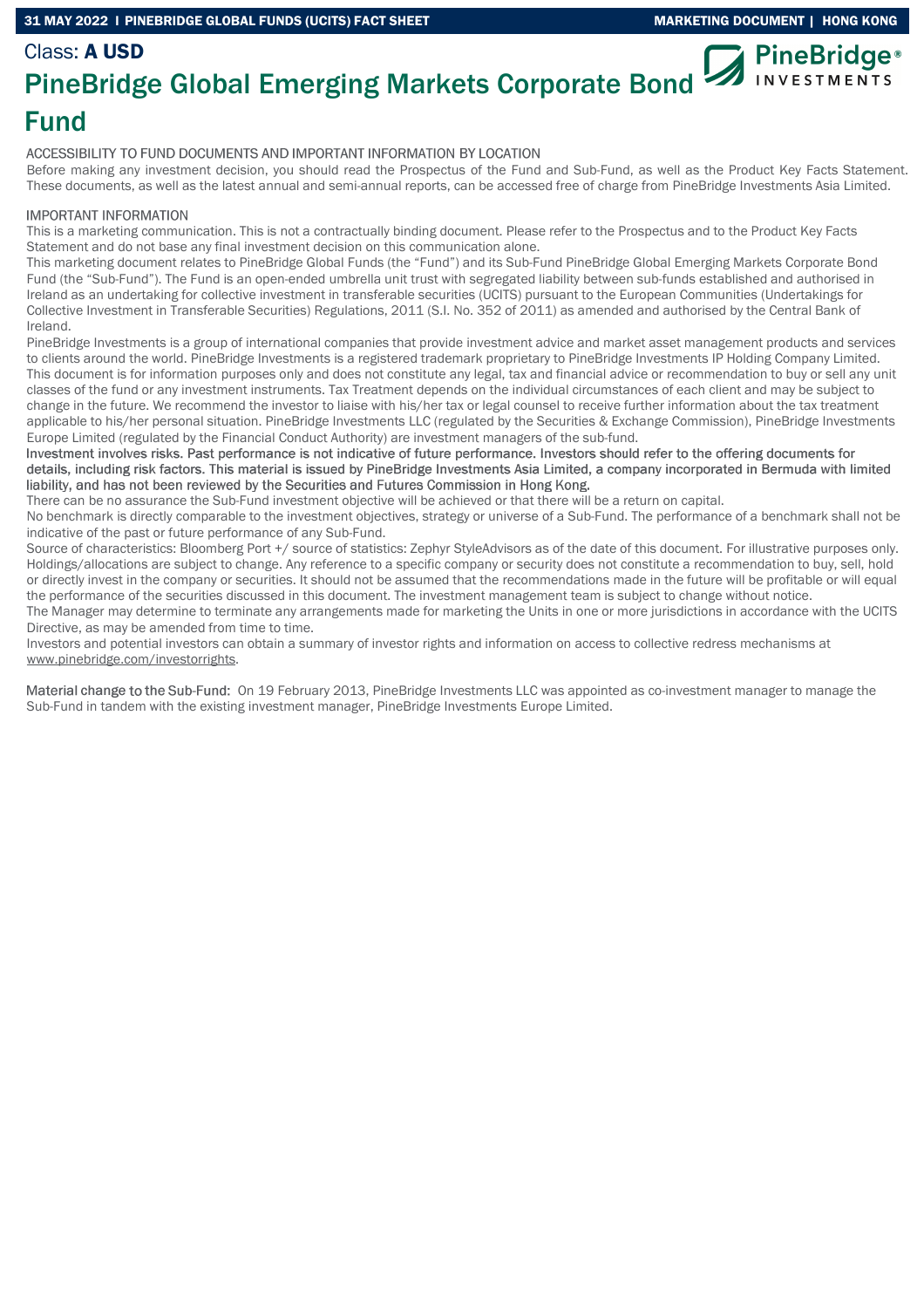Class: **A USD**

# PineBridge Global Emerging Markets Corporate Bond Fund

ACCESSIBILITY TO FUND DOCUMENTS AND IMPORTANT INFORMATION BY LOCATION

Before making any investment decision, you should read the Prospectus of the Fund and Sub-Fund, as well as the Product Key Facts Statement. These documents, as well as the latest annual and semi-annual reports, can be accessed free of charge from PineBridge Investments Asia Limited.

IMPORTANT INFORMATION

This is a marketing communication. This is not a contractually binding document. Please refer to the Prospectus and to the Product Key Facts Statement and do not base any final investment decision on this communication alone.

This marketing document relates to PineBridge Global Funds (the "Fund") and its Sub-Fund PineBridge Global Emerging Markets Corporate Bond Fund (the "Sub-Fund"). The Fund is an open-ended umbrella unit trust with segregated liability between sub-funds established and authorised in Ireland as an undertaking for collective investment in transferable securities (UCITS) pursuant to the European Communities (Undertakings for Collective Investment in Transferable Securities) Regulations, 2011 (S.I. No. 352 of 2011) as amended and authorised by the Central Bank of Ireland.

PineBridge Investments is a group of international companies that provide investment advice and market asset management products and services to clients around the world. PineBridge Investments is a registered trademark proprietary to PineBridge Investments IP Holding Company Limited. This document is for information purposes only and does not constitute any legal, tax and financial advice or recommendation to buy or sell any unit classes of the fund or any investment instruments. Tax Treatment depends on the individual circumstances of each client and may be subject to change in the future. We recommend the investor to liaise with his/her tax or legal counsel to receive further information about the tax treatment applicable to his/her personal situation. PineBridge Investments LLC (regulated by the Securities & Exchange Commission), PineBridge Investments Europe Limited (regulated by the Financial Conduct Authority) are investment managers of the sub-fund.

Investment involves risks. Past performance is not indicative of future performance. Investors should refer to the offering documents for details, including risk factors. This material is issued by PineBridge Investments Asia Limited, a company incorporated in Bermuda with limited liability, and has not been reviewed by the Securities and Futures Commission in Hong Kong.

There can be no assurance the Sub-Fund investment objective will be achieved or that there will be a return on capital.

No benchmark is directly comparable to the investment objectives, strategy or universe of a Sub-Fund. The performance of a benchmark shall not be indicative of the past or future performance of any Sub-Fund.

Source of characteristics: Bloomberg Port +/ source of statistics: Zephyr StyleAdvisors as of the date of this document. For illustrative purposes only. Holdings/allocations are subject to change. Any reference to a specific company or security does not constitute a recommendation to buy, sell, hold or directly invest in the company or securities. It should not be assumed that the recommendations made in the future will be profitable or will equal the performance of the securities discussed in this document. The investment management team is subject to change without notice.

The Manager may determine to terminate any arrangements made for marketing the Units in one or more jurisdictions in accordance with the UCITS Directive, as may be amended from time to time.

Investors and potential investors can obtain a summary of investor rights and information on access to collective redress mechanisms at www.pinebridge.com/investorrights.

Material change to the Sub-Fund: On 19 February 2013, PineBridge Investments LLC was appointed as co-investment manager to manage the Sub-Fund in tandem with the existing investment manager, PineBridge Investments Europe Limited.